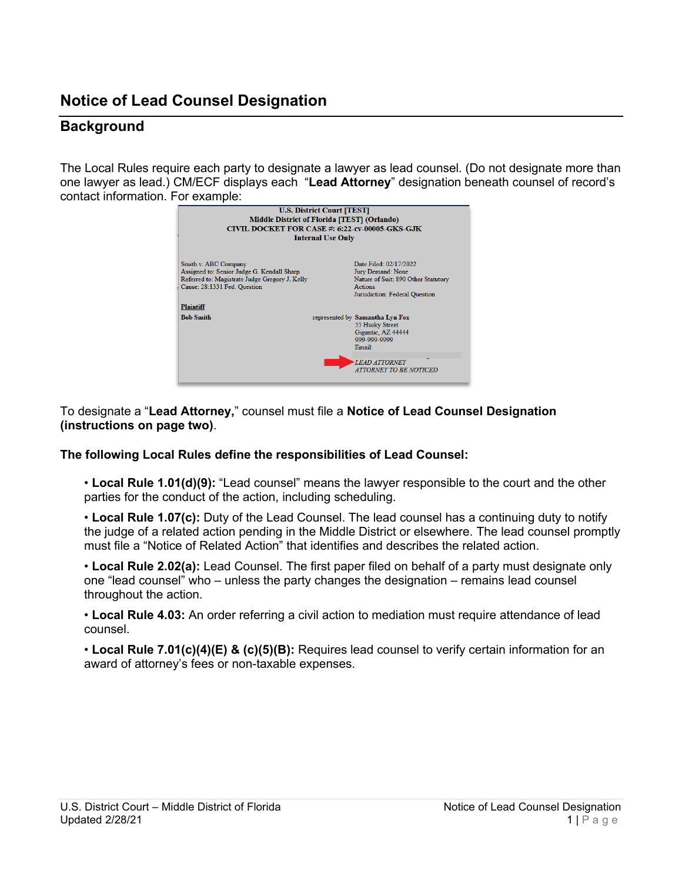# Notice of Lead Counsel Designation

## Background

The Local Rules require each party to designate a lawyer as lead counsel. (Do not designate more than one lawyer as lead.) CM/ECF displays each "**Lead Attorney**" designation beneath counsel of record's contact information. For example:

U.S. District Court [TEST]
Middle District of Florida [TEST] (Orlando)
CIVIL DOCKET FOR CASE #: 6:22-cv-00005-GKS-GJK
Internal Use Only

Smith v. ABC Company
Assigned to: Senior Judge G. Kendall Sharp
Referred to: Magistrate Judge Gregory J. Kelly
Cause: 28:1331 Fed. Question

Date Filed: 02/17/2022
Jury Demand: None
Nature of Suit: 890 Other Statutory Actions
Jurisdiction: Federal Question

**Plaintiff**
**Bob Smith** represented by **Samantha Lyn Fox**
55 Husky Street
Gigantic, AZ 44444
999-999-9999
Email:
*LEAD ATTORNEY*
*ATTORNEY TO BE NOTICED*

To designate a "**Lead Attorney**," counsel must file a **Notice of Lead Counsel Designation (instructions on page two)**.

**The following Local Rules define the responsibilities of Lead Counsel:**

- **Local Rule 1.01(d)(9):** "Lead counsel" means the lawyer responsible to the court and the other parties for the conduct of the action, including scheduling.
- **Local Rule 1.07(c):** Duty of the Lead Counsel. The lead counsel has a continuing duty to notify the judge of a related action pending in the Middle District or elsewhere. The lead counsel promptly must file a "Notice of Related Action" that identifies and describes the related action.
- **Local Rule 2.02(a):** Lead Counsel. The first paper filed on behalf of a party must designate only one "lead counsel" who – unless the party changes the designation – remains lead counsel throughout the action.
- **Local Rule 4.03:** An order referring a civil action to mediation must require attendance of lead counsel.
- **Local Rule 7.01(c)(4)(E) & (c)(5)(B):** Requires lead counsel to verify certain information for an award of attorney's fees or non-taxable expenses.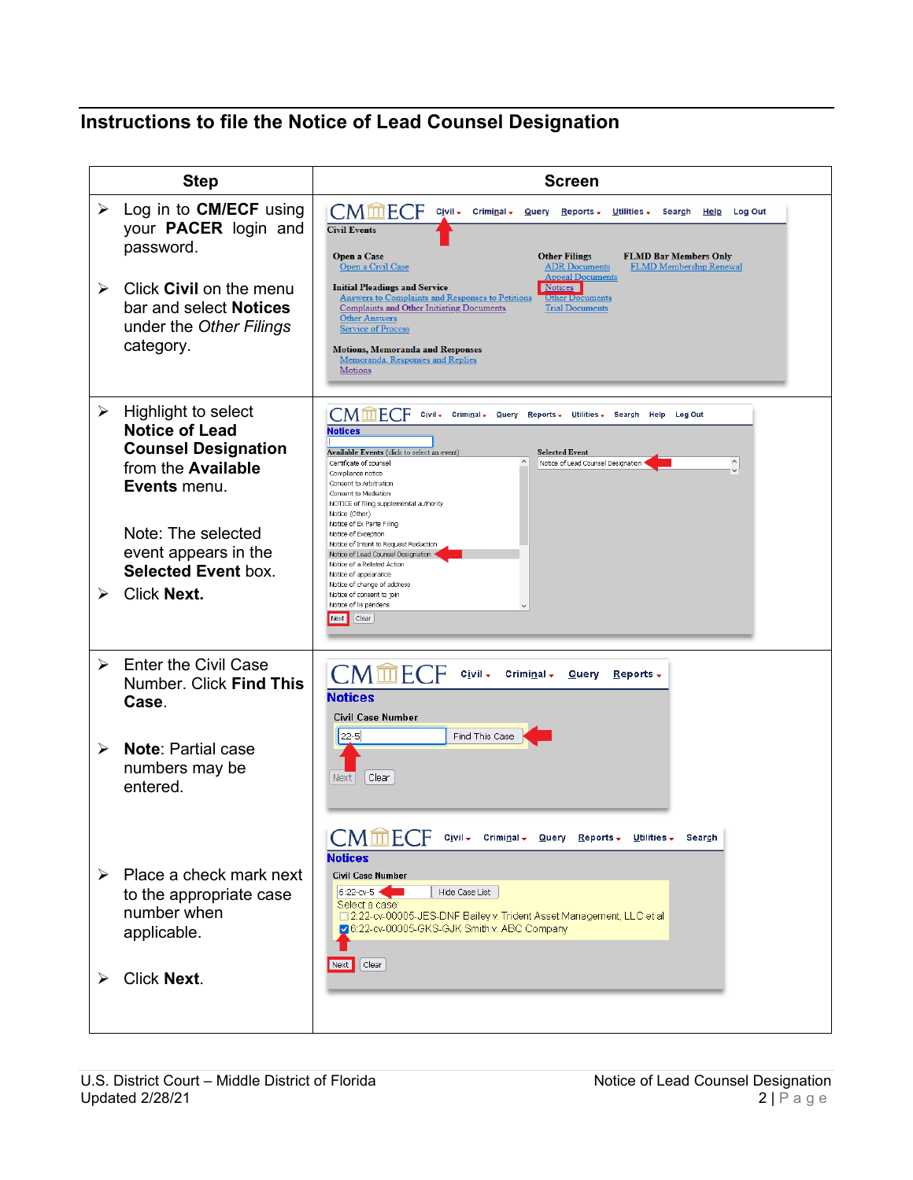## Instructions to file the Notice of Lead Counsel Designation

| Step | Screen |
|---|---|
| ➢ Log in to **CM/ECF** using your **PACER** login and password.<br><br>➢ Click **Civil** on the menu bar and select **Notices** under the *Other Filings* category. | |
| ➢ Highlight to select **Notice of Lead Counsel Designation** from the **Available Events** menu.<br><br>Note: The selected event appears in the **Selected Event** box.<br><br>➢ Click **Next.** | |
| ➢ Enter the Civil Case Number. Click **Find This Case**.<br><br>➢ **Note**: Partial case numbers may be entered.<br><br>➢ Place a check mark next to the appropriate case number when applicable.<br><br>➢ Click **Next**. | |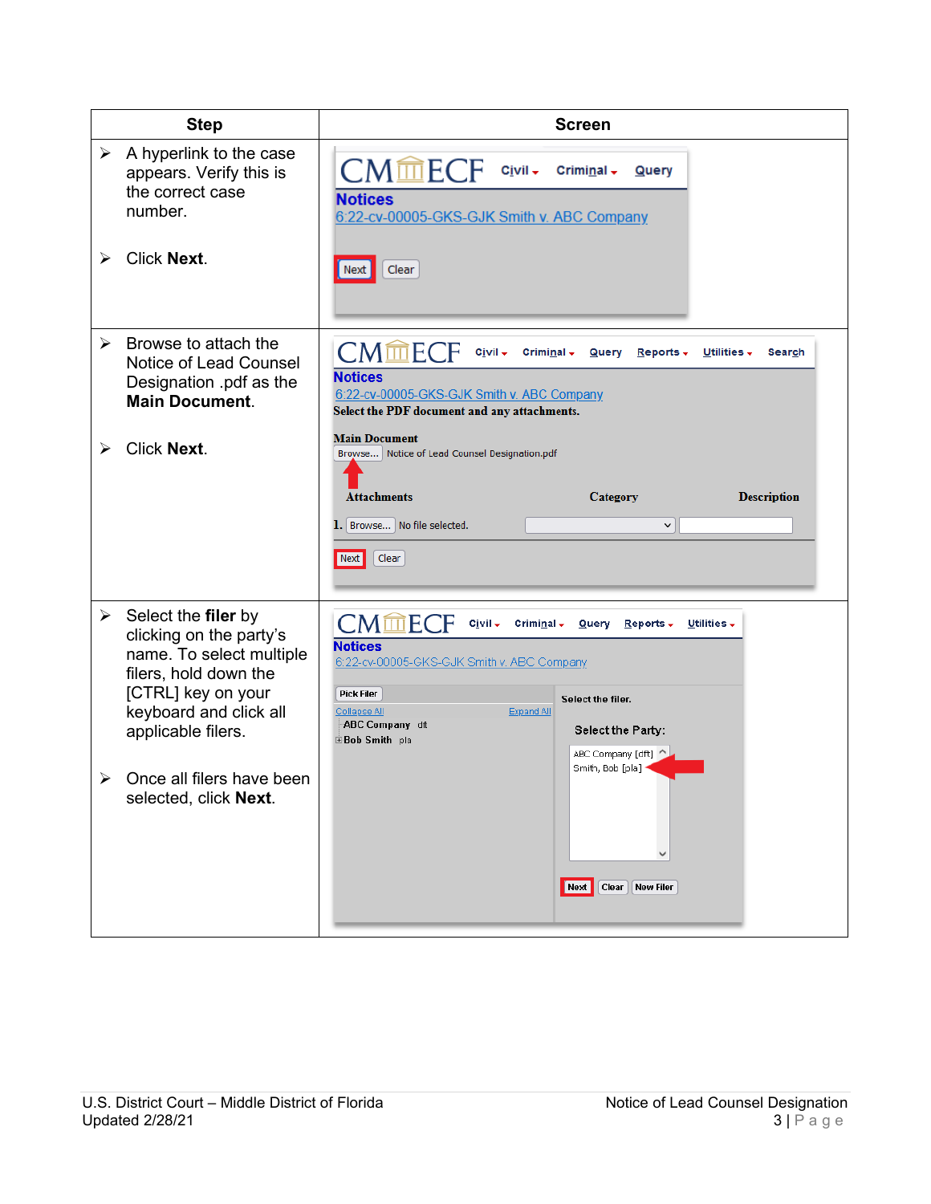| Step | Screen |
|---|---|
| ➢ A hyperlink to the case appears. Verify this is the correct case number.<br><br>➢ Click **Next**. | |
| ➢ Browse to attach the Notice of Lead Counsel Designation .pdf as the **Main Document**.<br><br>➢ Click **Next**. | |
| ➢ Select the **filer** by clicking on the party's name. To select multiple filers, hold down the [CTRL] key on your keyboard and click all applicable filers.<br><br>➢ Once all filers have been selected, click **Next**. | |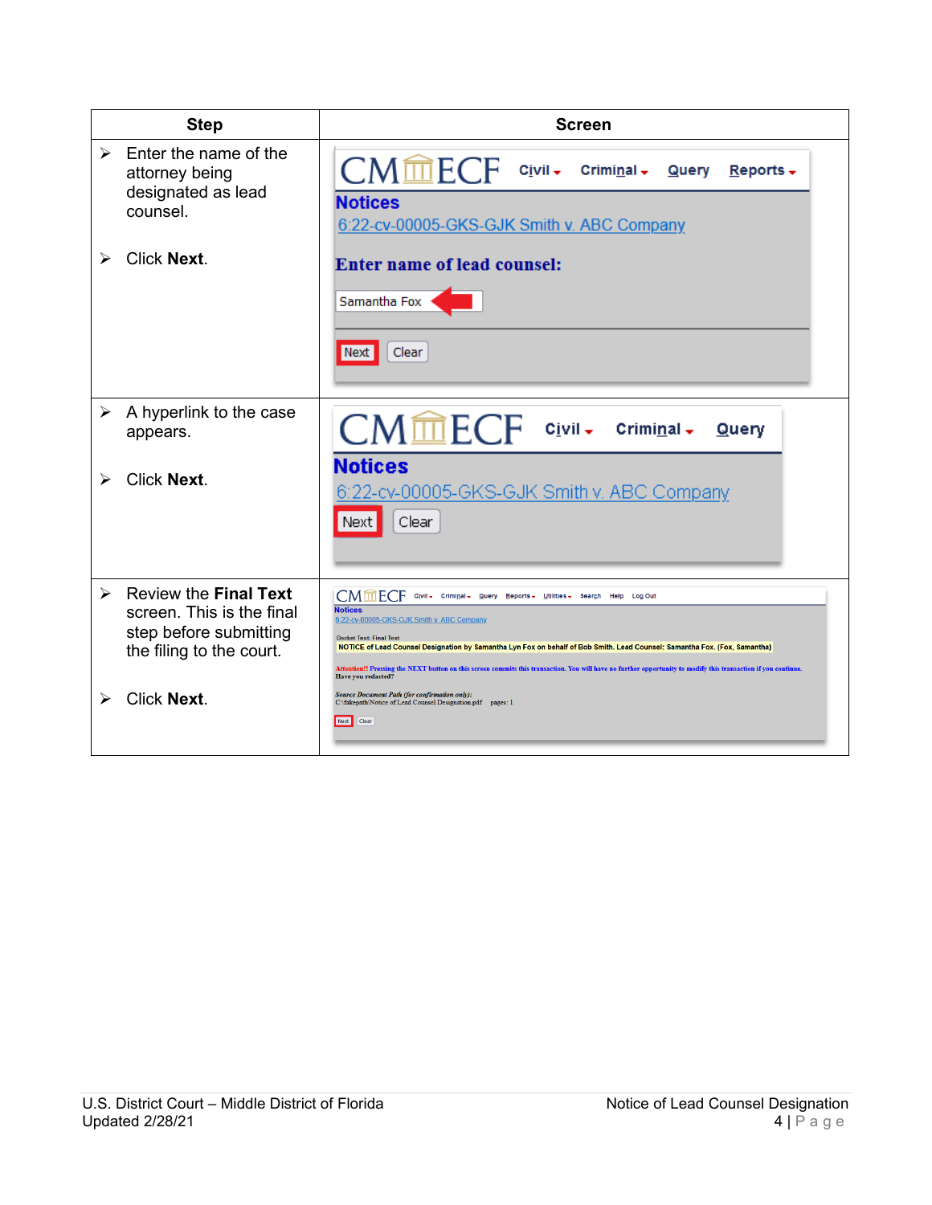| Step | Screen |
| --- | --- |
| ➢ Enter the name of the attorney being designated as lead counsel.<br><br>➢ Click **Next**. | CM/ECF Civil Criminal Query Reports<br>Notices<br>6:22-cv-00005-GKS-GJK Smith v. ABC Company<br>Enter name of lead counsel:<br>Samantha Fox<br>Next Clear |
| ➢ A hyperlink to the case appears.<br><br>➢ Click **Next**. | CM/ECF Civil Criminal Query<br>Notices<br>6:22-cv-00005-GKS-GJK Smith v. ABC Company<br>Next Clear |
| ➢ Review the **Final Text** screen. This is the final step before submitting the filing to the court.<br><br>➢ Click **Next**. | CM/ECF Civil Criminal Query Reports Utilities Search Help Log Out<br>Notices<br>6:22-cv-00005-GKS-GJK Smith v. ABC Company<br>Docket Text: Final Text<br>NOTICE of Lead Counsel Designation by Samantha Lyn Fox on behalf of Bob Smith. Lead Counsel: Samantha Fox. (Fox, Samantha)<br>Attention!! Pressing the NEXT button on this screen commits this transaction. You will have no further opportunity to modify this transaction if you continue.<br>Have you redacted?<br>Source Document Path (for confirmation only):<br>C:\fakepath\Notice of Lead Counsel Designation.pdf pages: 1<br>Next Clear |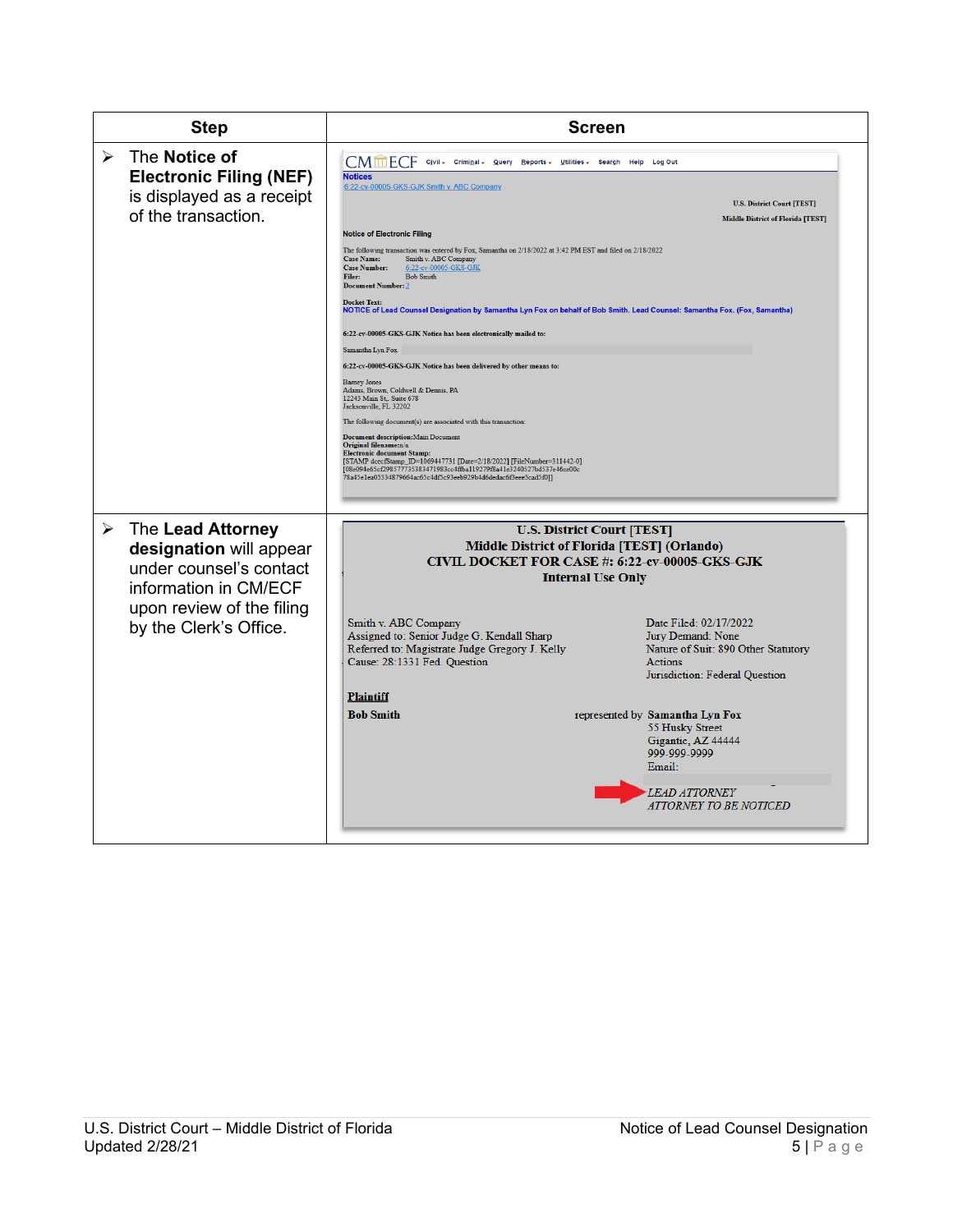| Step | Screen |
|---|---|
| ➢ The **Notice of Electronic Filing (NEF)** is displayed as a receipt of the transaction. | CM/ECF Civil Criminal Query Reports Utilities Search Help Log Out<br>Notices<br>6:22-cv-00005-GKS-GJK Smith v. ABC Company<br>U.S. District Court [TEST]<br>Middle District of Florida [TEST]<br>Notice of Electronic Filing<br>The following transaction was entered by Fox, Samantha on 2/18/2022 at 3:42 PM EST and filed on 2/18/2022<br>Case Name: Smith v. ABC Company<br>Case Number: 6:22-cv-00005-GKS-GJK<br>Filer: Bob Smith<br>Document Number: 2<br>Docket Text:<br>NOTICE of Lead Counsel Designation by Samantha Lyn Fox on behalf of Bob Smith. Lead Counsel: Samantha Fox. (Fox, Samantha)<br>6:22-cv-00005-GKS-GJK Notice has been electronically mailed to:<br>Samantha Lyn Fox<br>6:22-cv-00005-GKS-GJK Notice has been delivered by other means to:<br>Barney Jones<br>Adams, Brown, Coldwell & Dennis, PA<br>12245 Main St., Suite 678<br>Jacksonville, FL 32202<br>The following document(s) are associated with this transaction:<br>Document description:Main Document<br>Original filename:n/a<br>Electronic document Stamp:<br>[STAMP dcecfStamp_ID=1069447731 [Date=2/18/2022] [FileNumber=311442-0] [08e094e65cf29857773538347198 3cc4ffba119279f8a41e3240527bd537e46cc00c 78a45e1ea05534879664ac65c4df5c93eeb929b4d6dedac6f3eee5cad5f0]] |
| ➢ The **Lead Attorney designation** will appear under counsel's contact information in CM/ECF upon review of the filing by the Clerk's Office. | U.S. District Court [TEST]<br>Middle District of Florida [TEST] (Orlando)<br>CIVIL DOCKET FOR CASE #: 6:22-cv-00005-GKS-GJK<br>Internal Use Only<br>Smith v. ABC Company<br>Assigned to: Senior Judge G. Kendall Sharp<br>Referred to: Magistrate Judge Gregory J. Kelly<br>Cause: 28:1331 Fed. Question<br>Date Filed: 02/17/2022<br>Jury Demand: None<br>Nature of Suit: 890 Other Statutory Actions<br>Jurisdiction: Federal Question<br>**Plaintiff**<br>**Bob Smith** represented by **Samantha Lyn Fox**<br>55 Husky Street<br>Gigantic, AZ 44444<br>999-999-9999<br>Email:<br>*LEAD ATTORNEY*<br>*ATTORNEY TO BE NOTICED* |